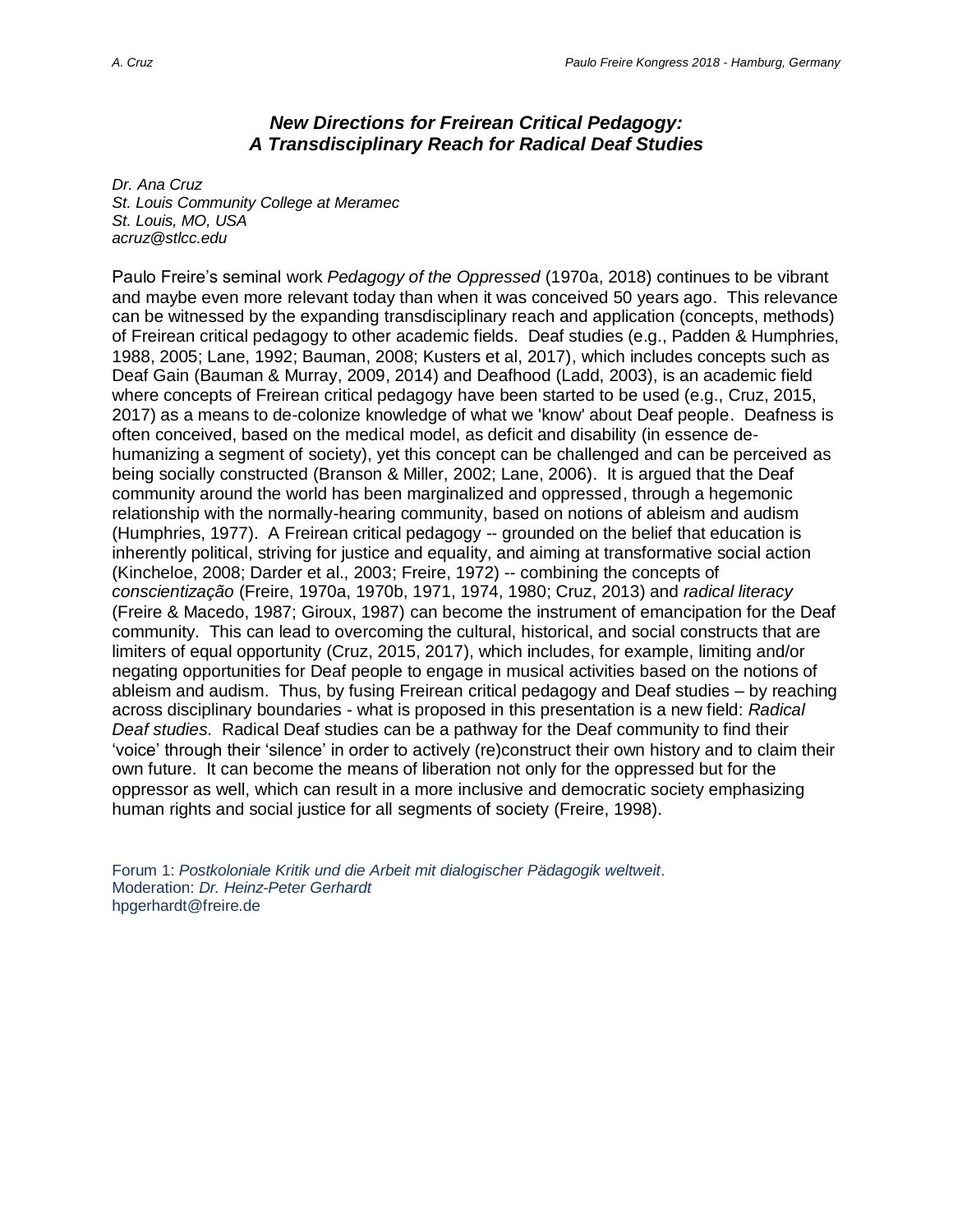# *New Directions for Freirean Critical Pedagogy: A Transdisciplinary Reach for Radical Deaf Studies*

*Dr. Ana Cruz*
*St. Louis Community College at Meramec*
*St. Louis, MO, USA*
*acruz@stlcc.edu*

Paulo Freire's seminal work *Pedagogy of the Oppressed* (1970a, 2018) continues to be vibrant and maybe even more relevant today than when it was conceived 50 years ago. This relevance can be witnessed by the expanding transdisciplinary reach and application (concepts, methods) of Freirean critical pedagogy to other academic fields. Deaf studies (e.g., Padden & Humphries, 1988, 2005; Lane, 1992; Bauman, 2008; Kusters et al, 2017), which includes concepts such as Deaf Gain (Bauman & Murray, 2009, 2014) and Deafhood (Ladd, 2003), is an academic field where concepts of Freirean critical pedagogy have been started to be used (e.g., Cruz, 2015, 2017) as a means to de-colonize knowledge of what we 'know' about Deaf people. Deafness is often conceived, based on the medical model, as deficit and disability (in essence de-humanizing a segment of society), yet this concept can be challenged and can be perceived as being socially constructed (Branson & Miller, 2002; Lane, 2006). It is argued that the Deaf community around the world has been marginalized and oppressed, through a hegemonic relationship with the normally-hearing community, based on notions of ableism and audism (Humphries, 1977). A Freirean critical pedagogy -- grounded on the belief that education is inherently political, striving for justice and equality, and aiming at transformative social action (Kincheloe, 2008; Darder et al., 2003; Freire, 1972) -- combining the concepts of *conscientização* (Freire, 1970a, 1970b, 1971, 1974, 1980; Cruz, 2013) and *radical literacy* (Freire & Macedo, 1987; Giroux, 1987) can become the instrument of emancipation for the Deaf community. This can lead to overcoming the cultural, historical, and social constructs that are limiters of equal opportunity (Cruz, 2015, 2017), which includes, for example, limiting and/or negating opportunities for Deaf people to engage in musical activities based on the notions of ableism and audism. Thus, by fusing Freirean critical pedagogy and Deaf studies – by reaching across disciplinary boundaries - what is proposed in this presentation is a new field: *Radical Deaf studies*. Radical Deaf studies can be a pathway for the Deaf community to find their 'voice' through their 'silence' in order to actively (re)construct their own history and to claim their own future. It can become the means of liberation not only for the oppressed but for the oppressor as well, which can result in a more inclusive and democratic society emphasizing human rights and social justice for all segments of society (Freire, 1998).

Forum 1: *Postkoloniale Kritik und die Arbeit mit dialogischer Pädagogik weltweit*.
Moderation: *Dr. Heinz-Peter Gerhardt*
hpgerhardt@freire.de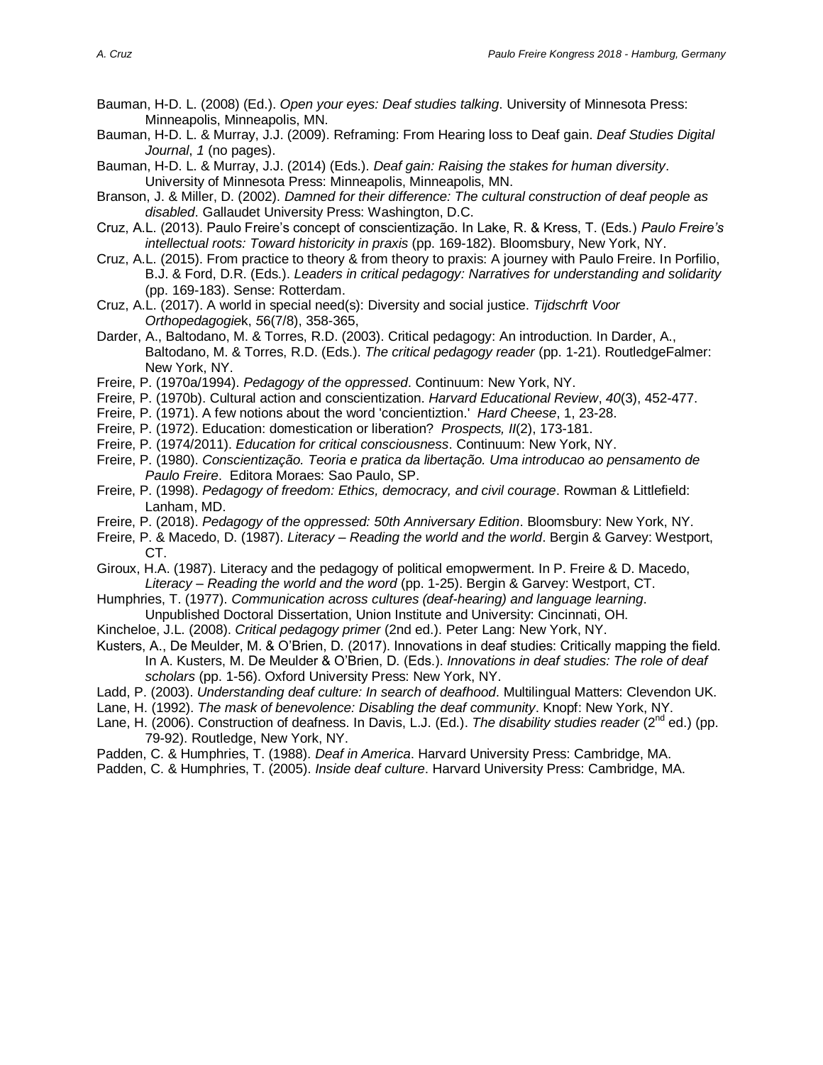Bauman, H-D. L. (2008) (Ed.). *Open your eyes: Deaf studies talking*. University of Minnesota Press: Minneapolis, Minneapolis, MN.

Bauman, H-D. L. & Murray, J.J. (2009). Reframing: From Hearing loss to Deaf gain. *Deaf Studies Digital Journal*, *1* (no pages).

Bauman, H-D. L. & Murray, J.J. (2014) (Eds.). *Deaf gain: Raising the stakes for human diversity*. University of Minnesota Press: Minneapolis, Minneapolis, MN.

Branson, J. & Miller, D. (2002). *Damned for their difference: The cultural construction of deaf people as disabled*. Gallaudet University Press: Washington, D.C.

Cruz, A.L. (2013). Paulo Freire's concept of conscientização. In Lake, R. & Kress, T. (Eds.) *Paulo Freire's intellectual roots: Toward historicity in praxis* (pp. 169-182). Bloomsbury, New York, NY.

Cruz, A.L. (2015). From practice to theory & from theory to praxis: A journey with Paulo Freire. In Porfilio, B.J. & Ford, D.R. (Eds.). *Leaders in critical pedagogy: Narratives for understanding and solidarity* (pp. 169-183). Sense: Rotterdam.

Cruz, A.L. (2017). A world in special need(s): Diversity and social justice. *Tijdschrft Voor Orthopedagogie*k, *5*6(7/8), 358-365,

Darder, A., Baltodano, M. & Torres, R.D. (2003). Critical pedagogy: An introduction. In Darder, A., Baltodano, M. & Torres, R.D. (Eds.). *The critical pedagogy reader* (pp. 1-21). RoutledgeFalmer: New York, NY.

Freire, P. (1970a/1994). *Pedagogy of the oppressed*. Continuum: New York, NY.

Freire, P. (1970b). Cultural action and conscientization. *Harvard Educational Review*, *40*(3), 452-477.

Freire, P. (1971). A few notions about the word 'concientiztion.' *Hard Cheese*, 1, 23-28.

Freire, P. (1972). Education: domestication or liberation? *Prospects, II*(2), 173-181.

Freire, P. (1974/2011). *Education for critical consciousness*. Continuum: New York, NY.

Freire, P. (1980). *Conscientização. Teoria e pratica da libertação. Uma introducao ao pensamento de Paulo Freire*. Editora Moraes: Sao Paulo, SP.

Freire, P. (1998). *Pedagogy of freedom: Ethics, democracy, and civil courage*. Rowman & Littlefield: Lanham, MD.

Freire, P. (2018). *Pedagogy of the oppressed: 50th Anniversary Edition*. Bloomsbury: New York, NY.

Freire, P. & Macedo, D. (1987). *Literacy – Reading the world and the world*. Bergin & Garvey: Westport, CT.

Giroux, H.A. (1987). Literacy and the pedagogy of political emopwerment. In P. Freire & D. Macedo, *Literacy – Reading the world and the word* (pp. 1-25). Bergin & Garvey: Westport, CT.

Humphries, T. (1977). *Communication across cultures (deaf-hearing) and language learning*. Unpublished Doctoral Dissertation, Union Institute and University: Cincinnati, OH.

Kincheloe, J.L. (2008). *Critical pedagogy primer* (2nd ed.). Peter Lang: New York, NY.

Kusters, A., De Meulder, M. & O'Brien, D. (2017). Innovations in deaf studies: Critically mapping the field. In A. Kusters, M. De Meulder & O'Brien, D. (Eds.). *Innovations in deaf studies: The role of deaf scholars* (pp. 1-56). Oxford University Press: New York, NY.

Ladd, P. (2003). *Understanding deaf culture: In search of deafhood*. Multilingual Matters: Clevendon UK.

Lane, H. (1992). *The mask of benevolence: Disabling the deaf community*. Knopf: New York, NY.

Lane, H. (2006). Construction of deafness. In Davis, L.J. (Ed.). *The disability studies reader* (2nd ed.) (pp. 79-92). Routledge, New York, NY.

Padden, C. & Humphries, T. (1988). *Deaf in America*. Harvard University Press: Cambridge, MA.

Padden, C. & Humphries, T. (2005). *Inside deaf culture*. Harvard University Press: Cambridge, MA.